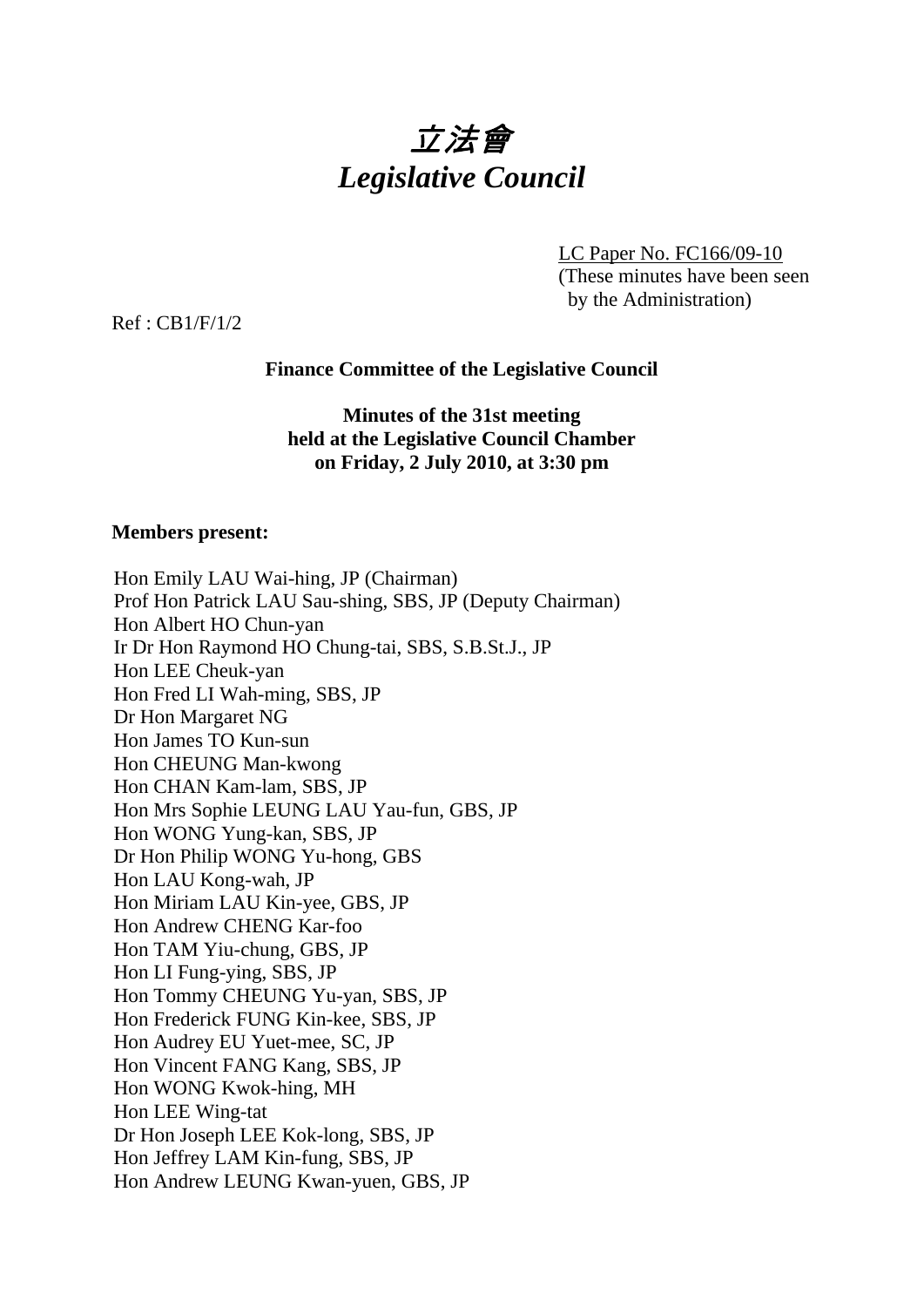# *立法會*
# *Legislative Council*

LC Paper No. FC166/09-10
(These minutes have been seen by the Administration)

Ref : CB1/F/1/2

**Finance Committee of the Legislative Council**

**Minutes of the 31st meeting held at the Legislative Council Chamber on Friday, 2 July 2010, at 3:30 pm**

**Members present:**

Hon Emily LAU Wai-hing, JP (Chairman)
Prof Hon Patrick LAU Sau-shing, SBS, JP (Deputy Chairman)
Hon Albert HO Chun-yan
Ir Dr Hon Raymond HO Chung-tai, SBS, S.B.St.J., JP
Hon LEE Cheuk-yan
Hon Fred LI Wah-ming, SBS, JP
Dr Hon Margaret NG
Hon James TO Kun-sun
Hon CHEUNG Man-kwong
Hon CHAN Kam-lam, SBS, JP
Hon Mrs Sophie LEUNG LAU Yau-fun, GBS, JP
Hon WONG Yung-kan, SBS, JP
Dr Hon Philip WONG Yu-hong, GBS
Hon LAU Kong-wah, JP
Hon Miriam LAU Kin-yee, GBS, JP
Hon Andrew CHENG Kar-foo
Hon TAM Yiu-chung, GBS, JP
Hon LI Fung-ying, SBS, JP
Hon Tommy CHEUNG Yu-yan, SBS, JP
Hon Frederick FUNG Kin-kee, SBS, JP
Hon Audrey EU Yuet-mee, SC, JP
Hon Vincent FANG Kang, SBS, JP
Hon WONG Kwok-hing, MH
Hon LEE Wing-tat
Dr Hon Joseph LEE Kok-long, SBS, JP
Hon Jeffrey LAM Kin-fung, SBS, JP
Hon Andrew LEUNG Kwan-yuen, GBS, JP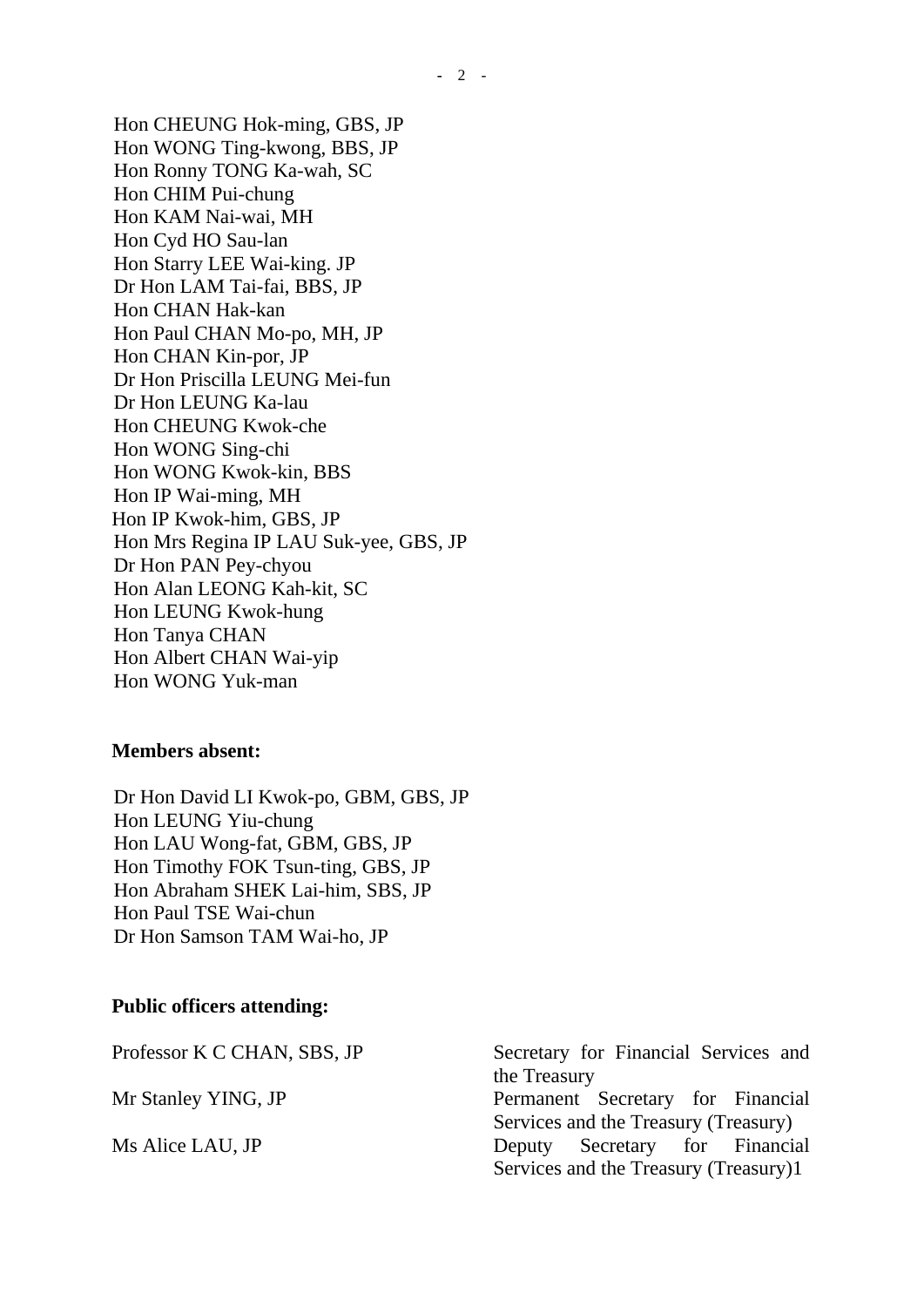Hon CHEUNG Hok-ming, GBS, JP
Hon WONG Ting-kwong, BBS, JP
Hon Ronny TONG Ka-wah, SC
Hon CHIM Pui-chung
Hon KAM Nai-wai, MH
Hon Cyd HO Sau-lan
Hon Starry LEE Wai-king. JP
Dr Hon LAM Tai-fai, BBS, JP
Hon CHAN Hak-kan
Hon Paul CHAN Mo-po, MH, JP
Hon CHAN Kin-por, JP
Dr Hon Priscilla LEUNG Mei-fun
Dr Hon LEUNG Ka-lau
Hon CHEUNG Kwok-che
Hon WONG Sing-chi
Hon WONG Kwok-kin, BBS
Hon IP Wai-ming, MH
Hon IP Kwok-him, GBS, JP
Hon Mrs Regina IP LAU Suk-yee, GBS, JP
Dr Hon PAN Pey-chyou
Hon Alan LEONG Kah-kit, SC
Hon LEUNG Kwok-hung
Hon Tanya CHAN
Hon Albert CHAN Wai-yip
Hon WONG Yuk-man

**Members absent:**

Dr Hon David LI Kwok-po, GBM, GBS, JP
Hon LEUNG Yiu-chung
Hon LAU Wong-fat, GBM, GBS, JP
Hon Timothy FOK Tsun-ting, GBS, JP
Hon Abraham SHEK Lai-him, SBS, JP
Hon Paul TSE Wai-chun
Dr Hon Samson TAM Wai-ho, JP

**Public officers attending:**

| | |
|---|---|
| Professor K C CHAN, SBS, JP | Secretary for Financial Services and the Treasury |
| Mr Stanley YING, JP | Permanent Secretary for Financial Services and the Treasury (Treasury) |
| Ms Alice LAU, JP | Deputy Secretary for Financial Services and the Treasury (Treasury)1 |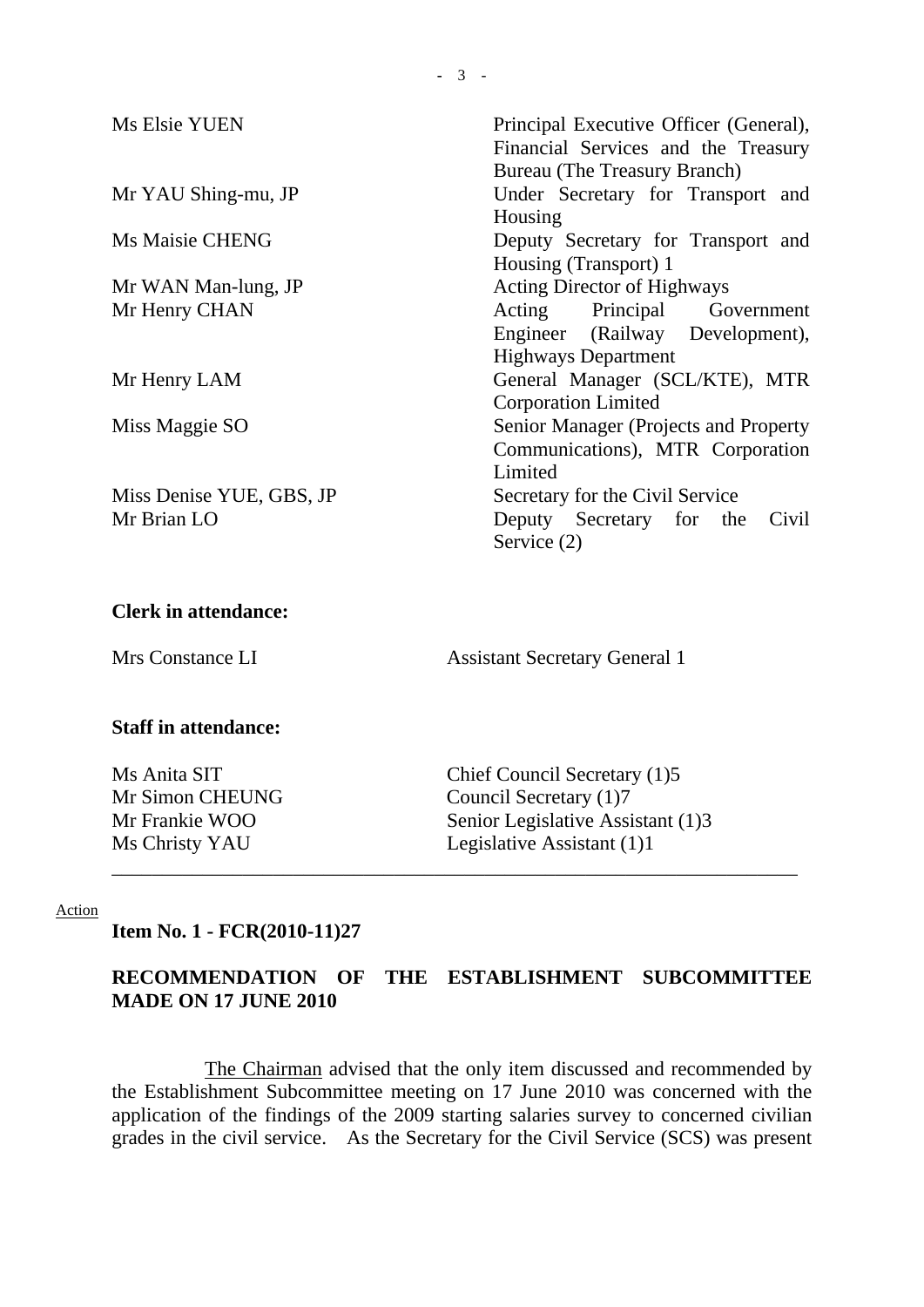| | |
|---|---|
| Ms Elsie YUEN | Principal Executive Officer (General), Financial Services and the Treasury Bureau (The Treasury Branch) |
| Mr YAU Shing-mu, JP | Under Secretary for Transport and Housing |
| Ms Maisie CHENG | Deputy Secretary for Transport and Housing (Transport) 1 |
| Mr WAN Man-lung, JP | Acting Director of Highways |
| Mr Henry CHAN | Acting Principal Government Engineer (Railway Development), Highways Department |
| Mr Henry LAM | General Manager (SCL/KTE), MTR Corporation Limited |
| Miss Maggie SO | Senior Manager (Projects and Property Communications), MTR Corporation Limited |
| Miss Denise YUE, GBS, JP | Secretary for the Civil Service |
| Mr Brian LO | Deputy Secretary for the Civil Service (2) |

**Clerk in attendance:**

| | |
|---|---|
| Mrs Constance LI | Assistant Secretary General 1 |

**Staff in attendance:**

| | |
|---|---|
| Ms Anita SIT | Chief Council Secretary (1)5 |
| Mr Simon CHEUNG | Council Secretary (1)7 |
| Mr Frankie WOO | Senior Legislative Assistant (1)3 |
| Ms Christy YAU | Legislative Assistant (1)1 |

---

Action

**Item No. 1 - FCR(2010-11)27**

**RECOMMENDATION OF THE ESTABLISHMENT SUBCOMMITTEE MADE ON 17 JUNE 2010**

The Chairman advised that the only item discussed and recommended by the Establishment Subcommittee meeting on 17 June 2010 was concerned with the application of the findings of the 2009 starting salaries survey to concerned civilian grades in the civil service. As the Secretary for the Civil Service (SCS) was present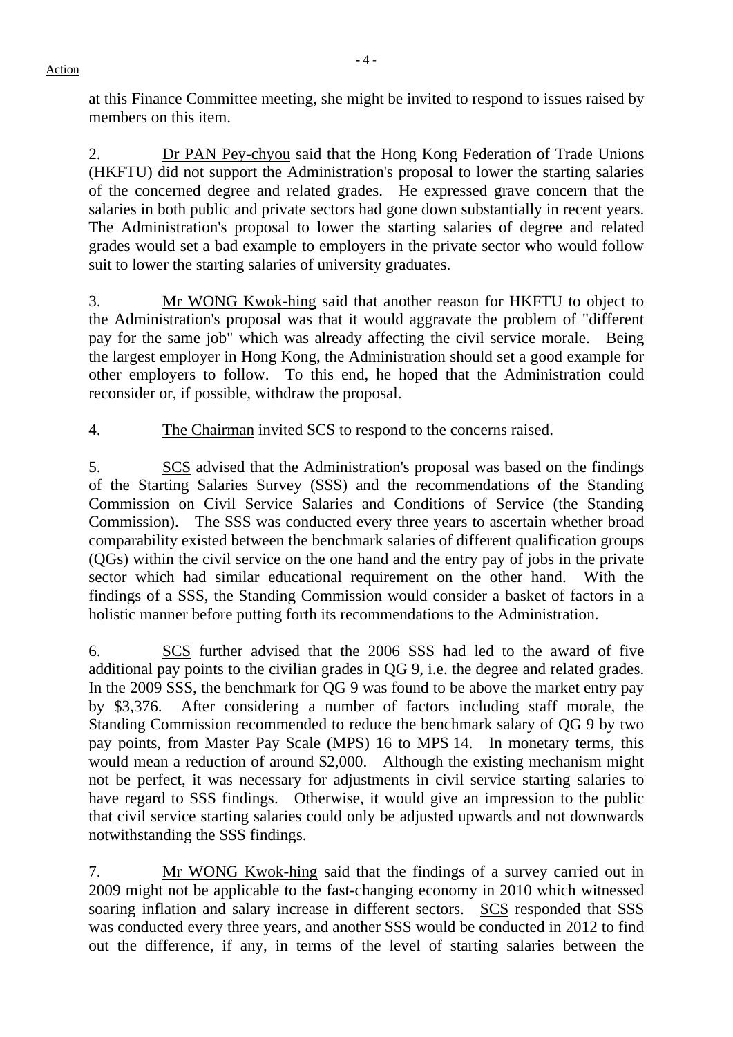at this Finance Committee meeting, she might be invited to respond to issues raised by members on this item.

2. Dr PAN Pey-chyou said that the Hong Kong Federation of Trade Unions (HKFTU) did not support the Administration's proposal to lower the starting salaries of the concerned degree and related grades. He expressed grave concern that the salaries in both public and private sectors had gone down substantially in recent years. The Administration's proposal to lower the starting salaries of degree and related grades would set a bad example to employers in the private sector who would follow suit to lower the starting salaries of university graduates.

3. Mr WONG Kwok-hing said that another reason for HKFTU to object to the Administration's proposal was that it would aggravate the problem of "different pay for the same job" which was already affecting the civil service morale. Being the largest employer in Hong Kong, the Administration should set a good example for other employers to follow. To this end, he hoped that the Administration could reconsider or, if possible, withdraw the proposal.

4. The Chairman invited SCS to respond to the concerns raised.

5. SCS advised that the Administration's proposal was based on the findings of the Starting Salaries Survey (SSS) and the recommendations of the Standing Commission on Civil Service Salaries and Conditions of Service (the Standing Commission). The SSS was conducted every three years to ascertain whether broad comparability existed between the benchmark salaries of different qualification groups (QGs) within the civil service on the one hand and the entry pay of jobs in the private sector which had similar educational requirement on the other hand. With the findings of a SSS, the Standing Commission would consider a basket of factors in a holistic manner before putting forth its recommendations to the Administration.

6. SCS further advised that the 2006 SSS had led to the award of five additional pay points to the civilian grades in QG 9, i.e. the degree and related grades. In the 2009 SSS, the benchmark for QG 9 was found to be above the market entry pay by $3,376. After considering a number of factors including staff morale, the Standing Commission recommended to reduce the benchmark salary of QG 9 by two pay points, from Master Pay Scale (MPS) 16 to MPS 14. In monetary terms, this would mean a reduction of around $2,000. Although the existing mechanism might not be perfect, it was necessary for adjustments in civil service starting salaries to have regard to SSS findings. Otherwise, it would give an impression to the public that civil service starting salaries could only be adjusted upwards and not downwards notwithstanding the SSS findings.

7. Mr WONG Kwok-hing said that the findings of a survey carried out in 2009 might not be applicable to the fast-changing economy in 2010 which witnessed soaring inflation and salary increase in different sectors. SCS responded that SSS was conducted every three years, and another SSS would be conducted in 2012 to find out the difference, if any, in terms of the level of starting salaries between the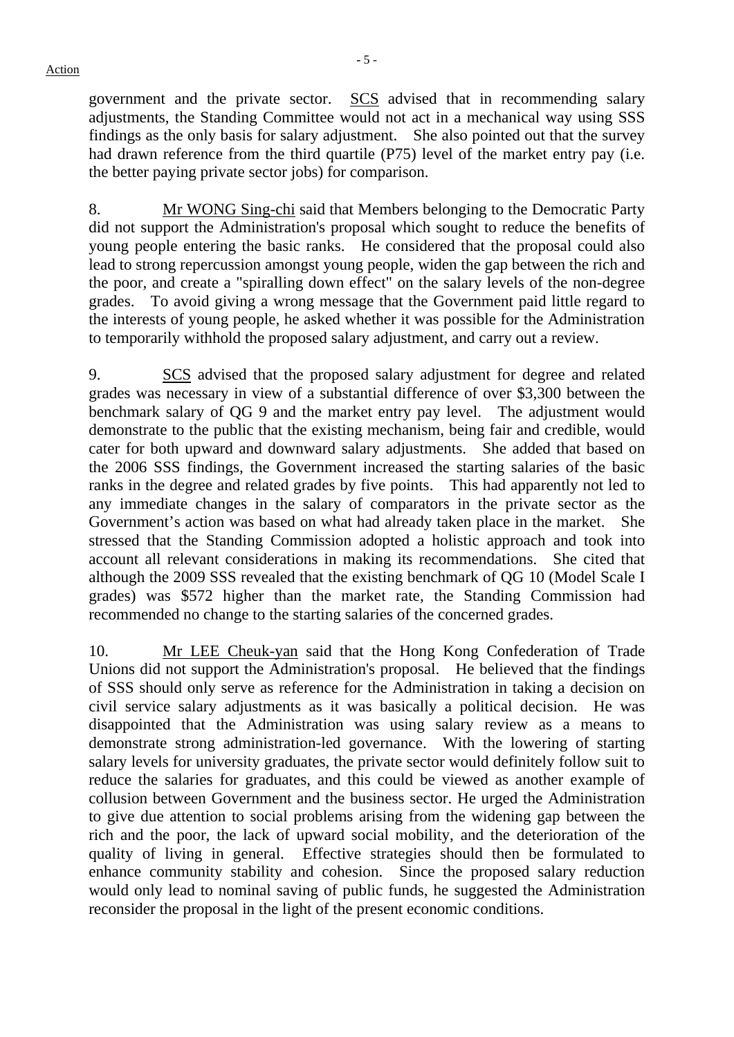government and the private sector. SCS advised that in recommending salary adjustments, the Standing Committee would not act in a mechanical way using SSS findings as the only basis for salary adjustment. She also pointed out that the survey had drawn reference from the third quartile (P75) level of the market entry pay (i.e. the better paying private sector jobs) for comparison.

8. Mr WONG Sing-chi said that Members belonging to the Democratic Party did not support the Administration's proposal which sought to reduce the benefits of young people entering the basic ranks. He considered that the proposal could also lead to strong repercussion amongst young people, widen the gap between the rich and the poor, and create a "spiralling down effect" on the salary levels of the non-degree grades. To avoid giving a wrong message that the Government paid little regard to the interests of young people, he asked whether it was possible for the Administration to temporarily withhold the proposed salary adjustment, and carry out a review.

9. SCS advised that the proposed salary adjustment for degree and related grades was necessary in view of a substantial difference of over $3,300 between the benchmark salary of QG 9 and the market entry pay level. The adjustment would demonstrate to the public that the existing mechanism, being fair and credible, would cater for both upward and downward salary adjustments. She added that based on the 2006 SSS findings, the Government increased the starting salaries of the basic ranks in the degree and related grades by five points. This had apparently not led to any immediate changes in the salary of comparators in the private sector as the Government's action was based on what had already taken place in the market. She stressed that the Standing Commission adopted a holistic approach and took into account all relevant considerations in making its recommendations. She cited that although the 2009 SSS revealed that the existing benchmark of QG 10 (Model Scale I grades) was $572 higher than the market rate, the Standing Commission had recommended no change to the starting salaries of the concerned grades.

10. Mr LEE Cheuk-yan said that the Hong Kong Confederation of Trade Unions did not support the Administration's proposal. He believed that the findings of SSS should only serve as reference for the Administration in taking a decision on civil service salary adjustments as it was basically a political decision. He was disappointed that the Administration was using salary review as a means to demonstrate strong administration-led governance. With the lowering of starting salary levels for university graduates, the private sector would definitely follow suit to reduce the salaries for graduates, and this could be viewed as another example of collusion between Government and the business sector. He urged the Administration to give due attention to social problems arising from the widening gap between the rich and the poor, the lack of upward social mobility, and the deterioration of the quality of living in general. Effective strategies should then be formulated to enhance community stability and cohesion. Since the proposed salary reduction would only lead to nominal saving of public funds, he suggested the Administration reconsider the proposal in the light of the present economic conditions.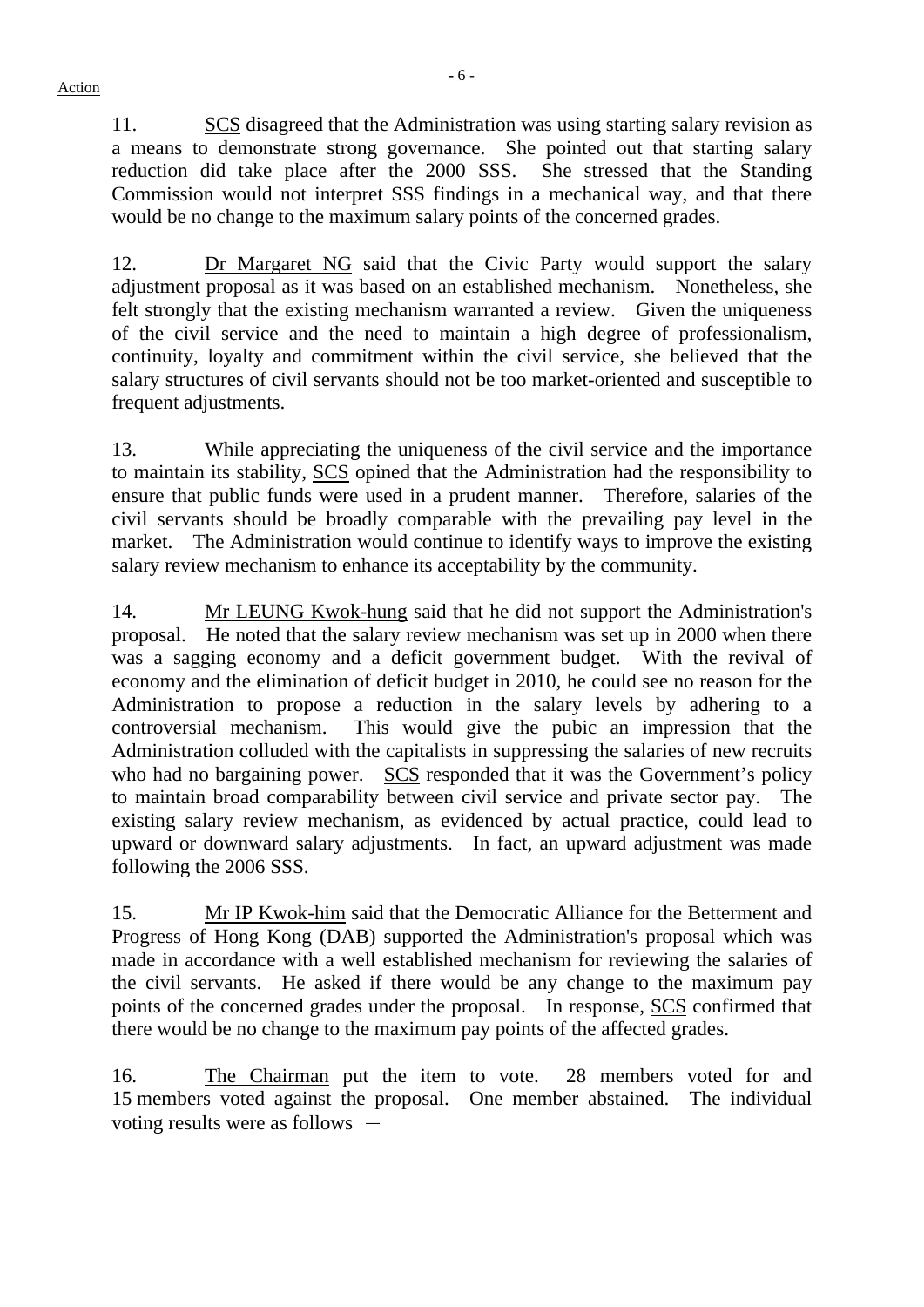11. SCS disagreed that the Administration was using starting salary revision as a means to demonstrate strong governance. She pointed out that starting salary reduction did take place after the 2000 SSS. She stressed that the Standing Commission would not interpret SSS findings in a mechanical way, and that there would be no change to the maximum salary points of the concerned grades.

12. Dr Margaret NG said that the Civic Party would support the salary adjustment proposal as it was based on an established mechanism. Nonetheless, she felt strongly that the existing mechanism warranted a review. Given the uniqueness of the civil service and the need to maintain a high degree of professionalism, continuity, loyalty and commitment within the civil service, she believed that the salary structures of civil servants should not be too market-oriented and susceptible to frequent adjustments.

13. While appreciating the uniqueness of the civil service and the importance to maintain its stability, SCS opined that the Administration had the responsibility to ensure that public funds were used in a prudent manner. Therefore, salaries of the civil servants should be broadly comparable with the prevailing pay level in the market. The Administration would continue to identify ways to improve the existing salary review mechanism to enhance its acceptability by the community.

14. Mr LEUNG Kwok-hung said that he did not support the Administration's proposal. He noted that the salary review mechanism was set up in 2000 when there was a sagging economy and a deficit government budget. With the revival of economy and the elimination of deficit budget in 2010, he could see no reason for the Administration to propose a reduction in the salary levels by adhering to a controversial mechanism. This would give the pubic an impression that the Administration colluded with the capitalists in suppressing the salaries of new recruits who had no bargaining power. SCS responded that it was the Government's policy to maintain broad comparability between civil service and private sector pay. The existing salary review mechanism, as evidenced by actual practice, could lead to upward or downward salary adjustments. In fact, an upward adjustment was made following the 2006 SSS.

15. Mr IP Kwok-him said that the Democratic Alliance for the Betterment and Progress of Hong Kong (DAB) supported the Administration's proposal which was made in accordance with a well established mechanism for reviewing the salaries of the civil servants. He asked if there would be any change to the maximum pay points of the concerned grades under the proposal. In response, SCS confirmed that there would be no change to the maximum pay points of the affected grades.

16. The Chairman put the item to vote. 28 members voted for and 15 members voted against the proposal. One member abstained. The individual voting results were as follows －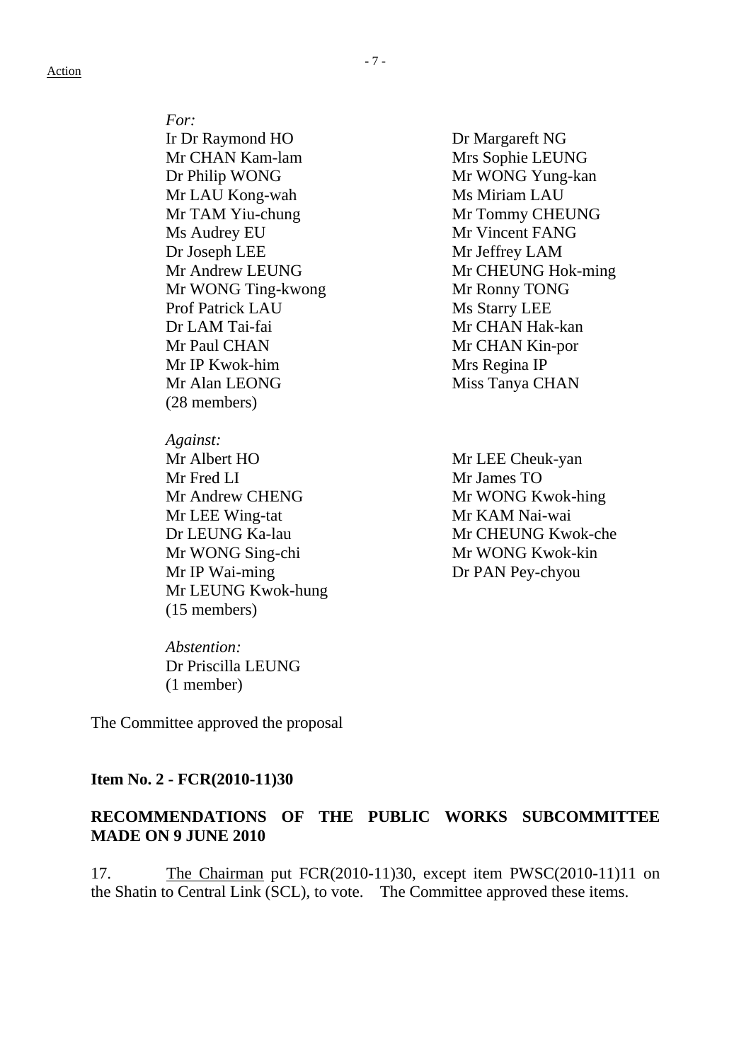Action

*For:*

Ir Dr Raymond HO
Dr Margareft NG
Mr CHAN Kam-lam
Mrs Sophie LEUNG
Dr Philip WONG
Mr WONG Yung-kan
Mr LAU Kong-wah
Ms Miriam LAU
Mr TAM Yiu-chung
Mr Tommy CHEUNG
Ms Audrey EU
Mr Vincent FANG
Dr Joseph LEE
Mr Jeffrey LAM
Mr Andrew LEUNG
Mr CHEUNG Hok-ming
Mr WONG Ting-kwong
Mr Ronny TONG
Prof Patrick LAU
Ms Starry LEE
Dr LAM Tai-fai
Mr CHAN Hak-kan
Mr Paul CHAN
Mr CHAN Kin-por
Mr IP Kwok-him
Mrs Regina IP
Mr Alan LEONG
Miss Tanya CHAN
(28 members)

*Against:*

Mr Albert HO
Mr LEE Cheuk-yan
Mr Fred LI
Mr James TO
Mr Andrew CHENG
Mr WONG Kwok-hing
Mr LEE Wing-tat
Mr KAM Nai-wai
Dr LEUNG Ka-lau
Mr CHEUNG Kwok-che
Mr WONG Sing-chi
Mr WONG Kwok-kin
Mr IP Wai-ming
Dr PAN Pey-chyou
Mr LEUNG Kwok-hung
(15 members)

*Abstention:*

Dr Priscilla LEUNG
(1 member)

The Committee approved the proposal

**Item No. 2 - FCR(2010-11)30**

**RECOMMENDATIONS OF THE PUBLIC WORKS SUBCOMMITTEE MADE ON 9 JUNE 2010**

17. The Chairman put FCR(2010-11)30, except item PWSC(2010-11)11 on the Shatin to Central Link (SCL), to vote. The Committee approved these items.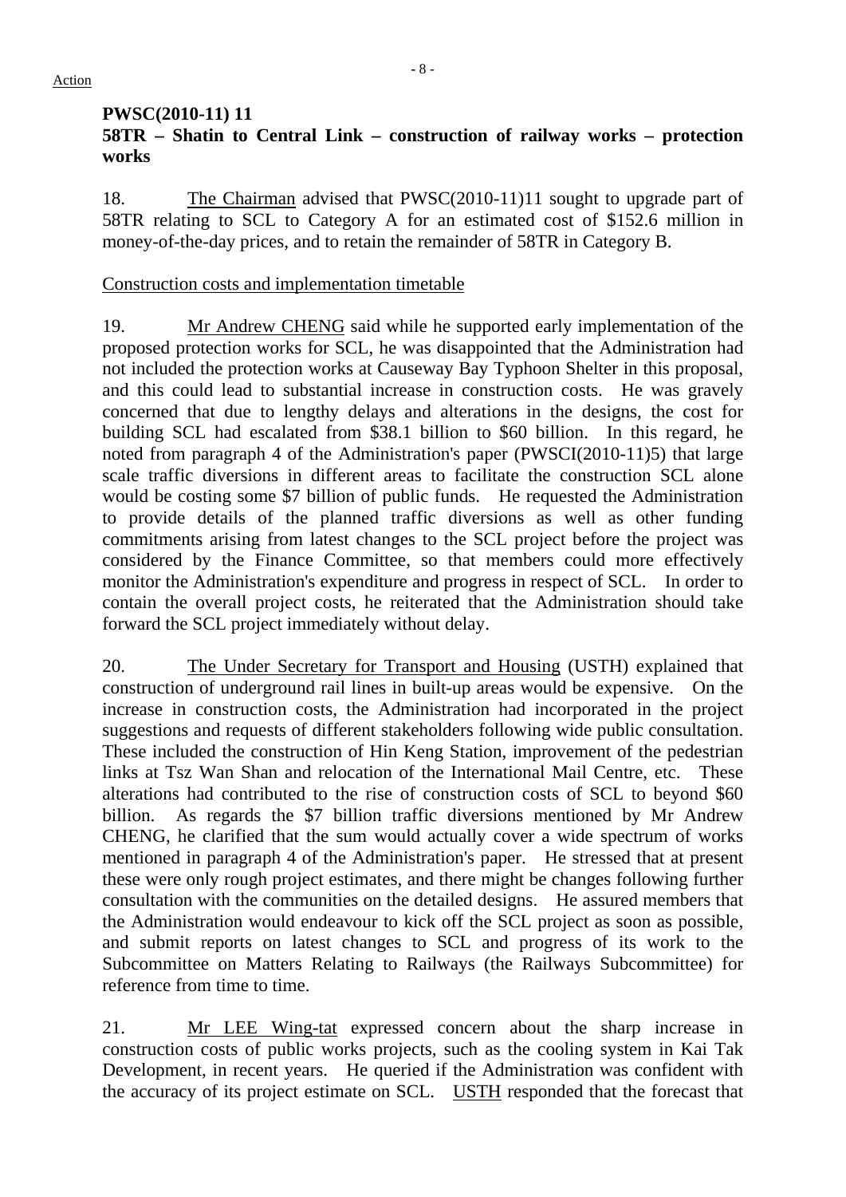Action

**PWSC(2010-11) 11**
**58TR – Shatin to Central Link – construction of railway works – protection works**

18. The Chairman advised that PWSC(2010-11)11 sought to upgrade part of 58TR relating to SCL to Category A for an estimated cost of $152.6 million in money-of-the-day prices, and to retain the remainder of 58TR in Category B.

Construction costs and implementation timetable

19. Mr Andrew CHENG said while he supported early implementation of the proposed protection works for SCL, he was disappointed that the Administration had not included the protection works at Causeway Bay Typhoon Shelter in this proposal, and this could lead to substantial increase in construction costs. He was gravely concerned that due to lengthy delays and alterations in the designs, the cost for building SCL had escalated from $38.1 billion to $60 billion. In this regard, he noted from paragraph 4 of the Administration's paper (PWSCI(2010-11)5) that large scale traffic diversions in different areas to facilitate the construction SCL alone would be costing some $7 billion of public funds. He requested the Administration to provide details of the planned traffic diversions as well as other funding commitments arising from latest changes to the SCL project before the project was considered by the Finance Committee, so that members could more effectively monitor the Administration's expenditure and progress in respect of SCL. In order to contain the overall project costs, he reiterated that the Administration should take forward the SCL project immediately without delay.

20. The Under Secretary for Transport and Housing (USTH) explained that construction of underground rail lines in built-up areas would be expensive. On the increase in construction costs, the Administration had incorporated in the project suggestions and requests of different stakeholders following wide public consultation. These included the construction of Hin Keng Station, improvement of the pedestrian links at Tsz Wan Shan and relocation of the International Mail Centre, etc. These alterations had contributed to the rise of construction costs of SCL to beyond $60 billion. As regards the $7 billion traffic diversions mentioned by Mr Andrew CHENG, he clarified that the sum would actually cover a wide spectrum of works mentioned in paragraph 4 of the Administration's paper. He stressed that at present these were only rough project estimates, and there might be changes following further consultation with the communities on the detailed designs. He assured members that the Administration would endeavour to kick off the SCL project as soon as possible, and submit reports on latest changes to SCL and progress of its work to the Subcommittee on Matters Relating to Railways (the Railways Subcommittee) for reference from time to time.

21. Mr LEE Wing-tat expressed concern about the sharp increase in construction costs of public works projects, such as the cooling system in Kai Tak Development, in recent years. He queried if the Administration was confident with the accuracy of its project estimate on SCL. USTH responded that the forecast that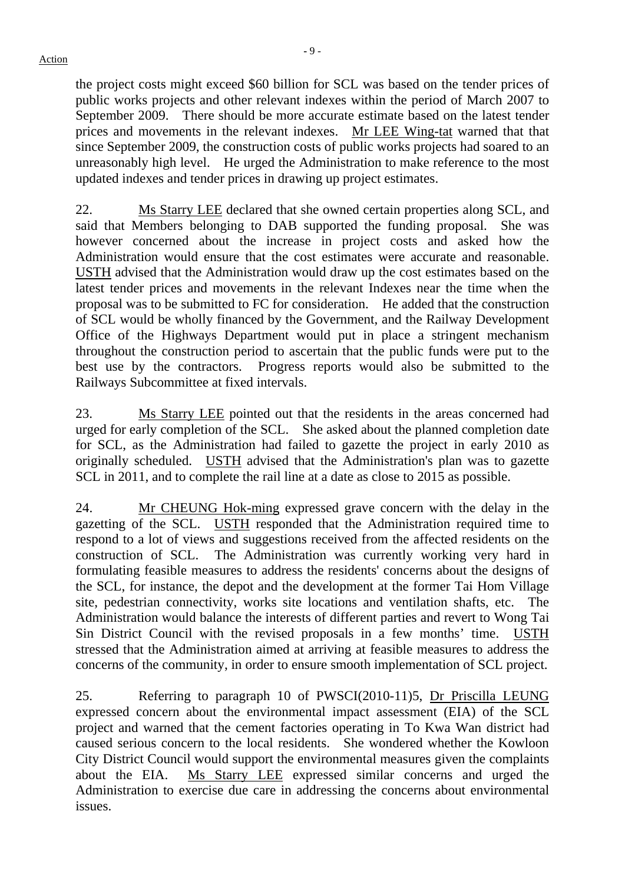the project costs might exceed $60 billion for SCL was based on the tender prices of public works projects and other relevant indexes within the period of March 2007 to September 2009. There should be more accurate estimate based on the latest tender prices and movements in the relevant indexes. Mr LEE Wing-tat warned that that since September 2009, the construction costs of public works projects had soared to an unreasonably high level. He urged the Administration to make reference to the most updated indexes and tender prices in drawing up project estimates.

22. Ms Starry LEE declared that she owned certain properties along SCL, and said that Members belonging to DAB supported the funding proposal. She was however concerned about the increase in project costs and asked how the Administration would ensure that the cost estimates were accurate and reasonable. USTH advised that the Administration would draw up the cost estimates based on the latest tender prices and movements in the relevant Indexes near the time when the proposal was to be submitted to FC for consideration. He added that the construction of SCL would be wholly financed by the Government, and the Railway Development Office of the Highways Department would put in place a stringent mechanism throughout the construction period to ascertain that the public funds were put to the best use by the contractors. Progress reports would also be submitted to the Railways Subcommittee at fixed intervals.

23. Ms Starry LEE pointed out that the residents in the areas concerned had urged for early completion of the SCL. She asked about the planned completion date for SCL, as the Administration had failed to gazette the project in early 2010 as originally scheduled. USTH advised that the Administration's plan was to gazette SCL in 2011, and to complete the rail line at a date as close to 2015 as possible.

24. Mr CHEUNG Hok-ming expressed grave concern with the delay in the gazetting of the SCL. USTH responded that the Administration required time to respond to a lot of views and suggestions received from the affected residents on the construction of SCL. The Administration was currently working very hard in formulating feasible measures to address the residents' concerns about the designs of the SCL, for instance, the depot and the development at the former Tai Hom Village site, pedestrian connectivity, works site locations and ventilation shafts, etc. The Administration would balance the interests of different parties and revert to Wong Tai Sin District Council with the revised proposals in a few months' time. USTH stressed that the Administration aimed at arriving at feasible measures to address the concerns of the community, in order to ensure smooth implementation of SCL project.

25. Referring to paragraph 10 of PWSCI(2010-11)5, Dr Priscilla LEUNG expressed concern about the environmental impact assessment (EIA) of the SCL project and warned that the cement factories operating in To Kwa Wan district had caused serious concern to the local residents. She wondered whether the Kowloon City District Council would support the environmental measures given the complaints about the EIA. Ms Starry LEE expressed similar concerns and urged the Administration to exercise due care in addressing the concerns about environmental issues.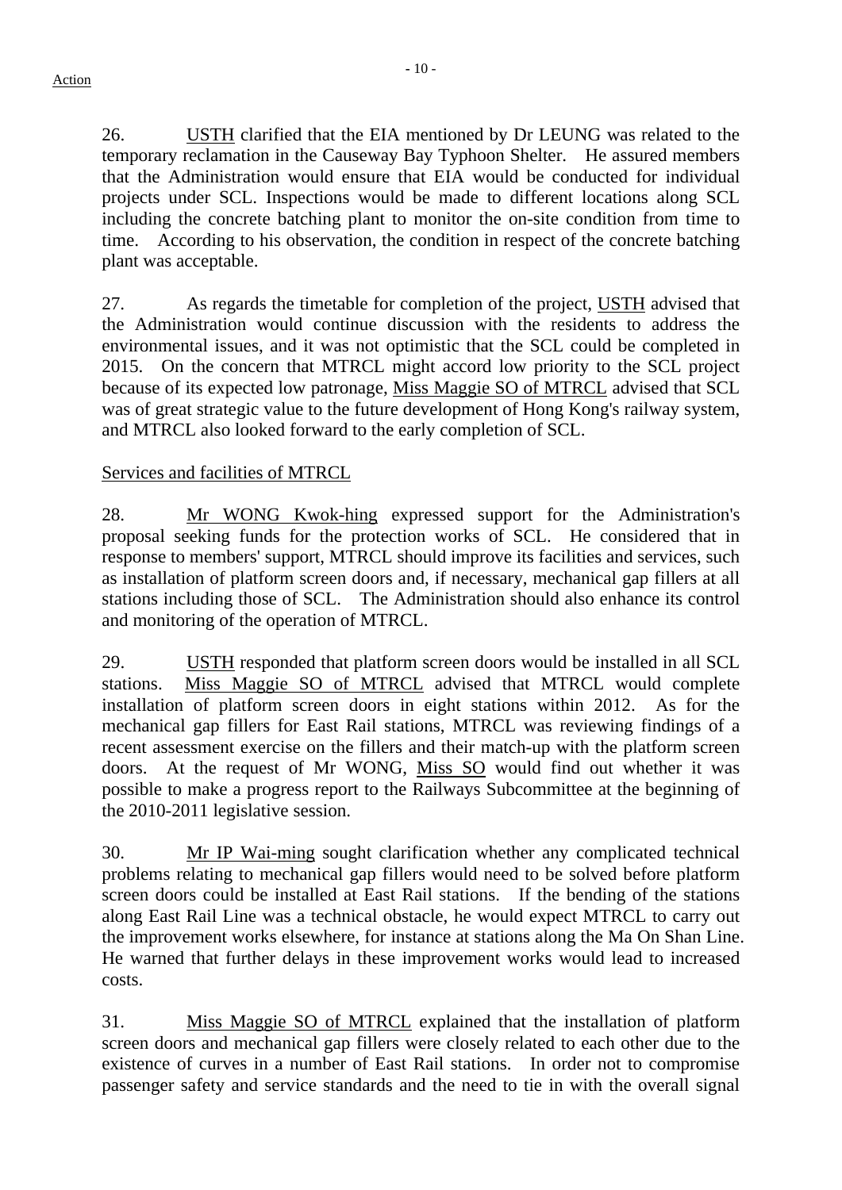26. USTH clarified that the EIA mentioned by Dr LEUNG was related to the temporary reclamation in the Causeway Bay Typhoon Shelter. He assured members that the Administration would ensure that EIA would be conducted for individual projects under SCL. Inspections would be made to different locations along SCL including the concrete batching plant to monitor the on-site condition from time to time. According to his observation, the condition in respect of the concrete batching plant was acceptable.

27. As regards the timetable for completion of the project, USTH advised that the Administration would continue discussion with the residents to address the environmental issues, and it was not optimistic that the SCL could be completed in 2015. On the concern that MTRCL might accord low priority to the SCL project because of its expected low patronage, Miss Maggie SO of MTRCL advised that SCL was of great strategic value to the future development of Hong Kong's railway system, and MTRCL also looked forward to the early completion of SCL.

Services and facilities of MTRCL

28. Mr WONG Kwok-hing expressed support for the Administration's proposal seeking funds for the protection works of SCL. He considered that in response to members' support, MTRCL should improve its facilities and services, such as installation of platform screen doors and, if necessary, mechanical gap fillers at all stations including those of SCL. The Administration should also enhance its control and monitoring of the operation of MTRCL.

29. USTH responded that platform screen doors would be installed in all SCL stations. Miss Maggie SO of MTRCL advised that MTRCL would complete installation of platform screen doors in eight stations within 2012. As for the mechanical gap fillers for East Rail stations, MTRCL was reviewing findings of a recent assessment exercise on the fillers and their match-up with the platform screen doors. At the request of Mr WONG, Miss SO would find out whether it was possible to make a progress report to the Railways Subcommittee at the beginning of the 2010-2011 legislative session.

30. Mr IP Wai-ming sought clarification whether any complicated technical problems relating to mechanical gap fillers would need to be solved before platform screen doors could be installed at East Rail stations. If the bending of the stations along East Rail Line was a technical obstacle, he would expect MTRCL to carry out the improvement works elsewhere, for instance at stations along the Ma On Shan Line. He warned that further delays in these improvement works would lead to increased costs.

31. Miss Maggie SO of MTRCL explained that the installation of platform screen doors and mechanical gap fillers were closely related to each other due to the existence of curves in a number of East Rail stations. In order not to compromise passenger safety and service standards and the need to tie in with the overall signal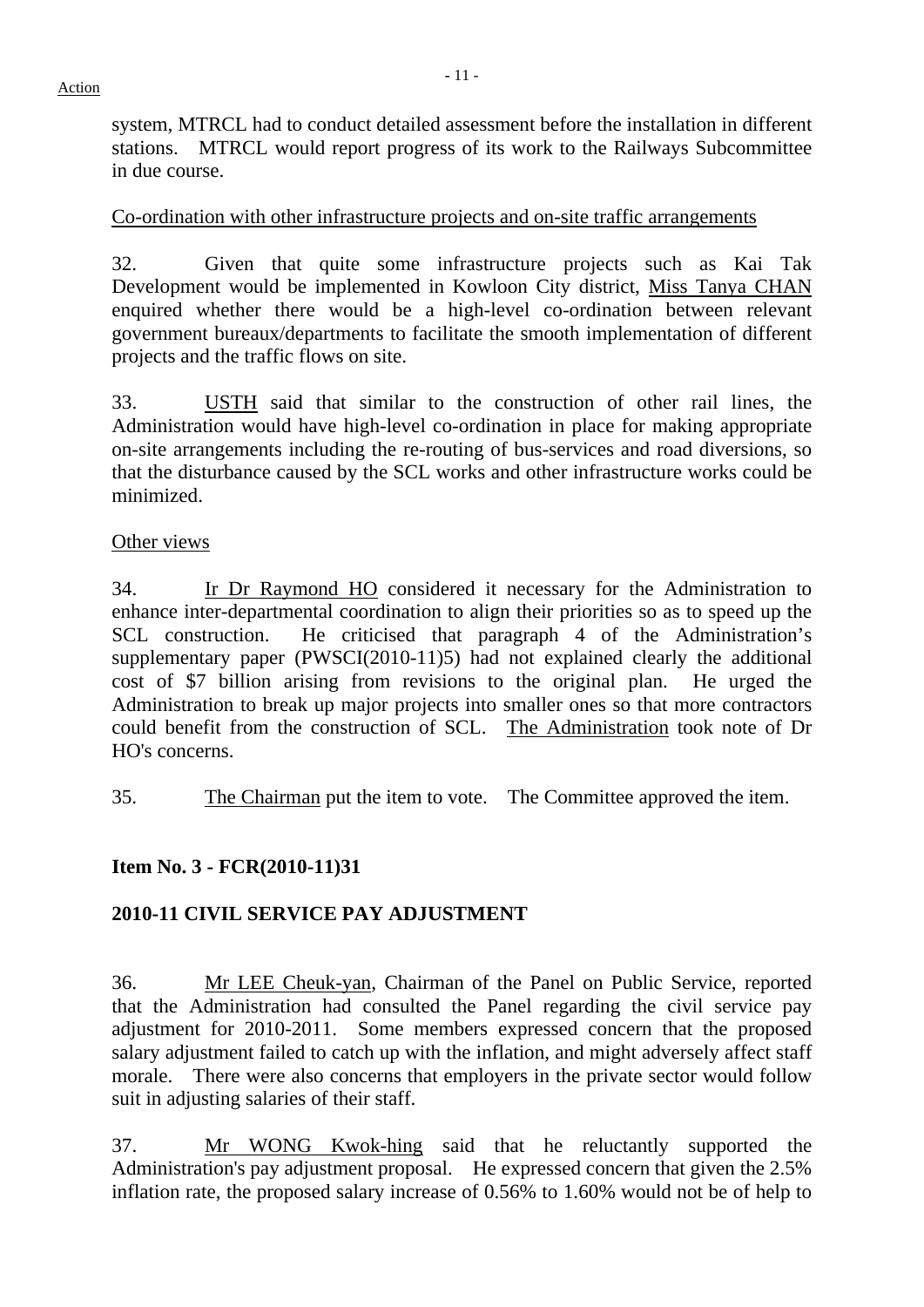system, MTRCL had to conduct detailed assessment before the installation in different stations. MTRCL would report progress of its work to the Railways Subcommittee in due course.

Co-ordination with other infrastructure projects and on-site traffic arrangements

32. Given that quite some infrastructure projects such as Kai Tak Development would be implemented in Kowloon City district, Miss Tanya CHAN enquired whether there would be a high-level co-ordination between relevant government bureaux/departments to facilitate the smooth implementation of different projects and the traffic flows on site.

33. USTH said that similar to the construction of other rail lines, the Administration would have high-level co-ordination in place for making appropriate on-site arrangements including the re-routing of bus-services and road diversions, so that the disturbance caused by the SCL works and other infrastructure works could be minimized.

Other views

34. Ir Dr Raymond HO considered it necessary for the Administration to enhance inter-departmental coordination to align their priorities so as to speed up the SCL construction. He criticised that paragraph 4 of the Administration's supplementary paper (PWSCI(2010-11)5) had not explained clearly the additional cost of $7 billion arising from revisions to the original plan. He urged the Administration to break up major projects into smaller ones so that more contractors could benefit from the construction of SCL. The Administration took note of Dr HO's concerns.

35. The Chairman put the item to vote. The Committee approved the item.

**Item No. 3 - FCR(2010-11)31**

**2010-11 CIVIL SERVICE PAY ADJUSTMENT**

36. Mr LEE Cheuk-yan, Chairman of the Panel on Public Service, reported that the Administration had consulted the Panel regarding the civil service pay adjustment for 2010-2011. Some members expressed concern that the proposed salary adjustment failed to catch up with the inflation, and might adversely affect staff morale. There were also concerns that employers in the private sector would follow suit in adjusting salaries of their staff.

37. Mr WONG Kwok-hing said that he reluctantly supported the Administration's pay adjustment proposal. He expressed concern that given the 2.5% inflation rate, the proposed salary increase of 0.56% to 1.60% would not be of help to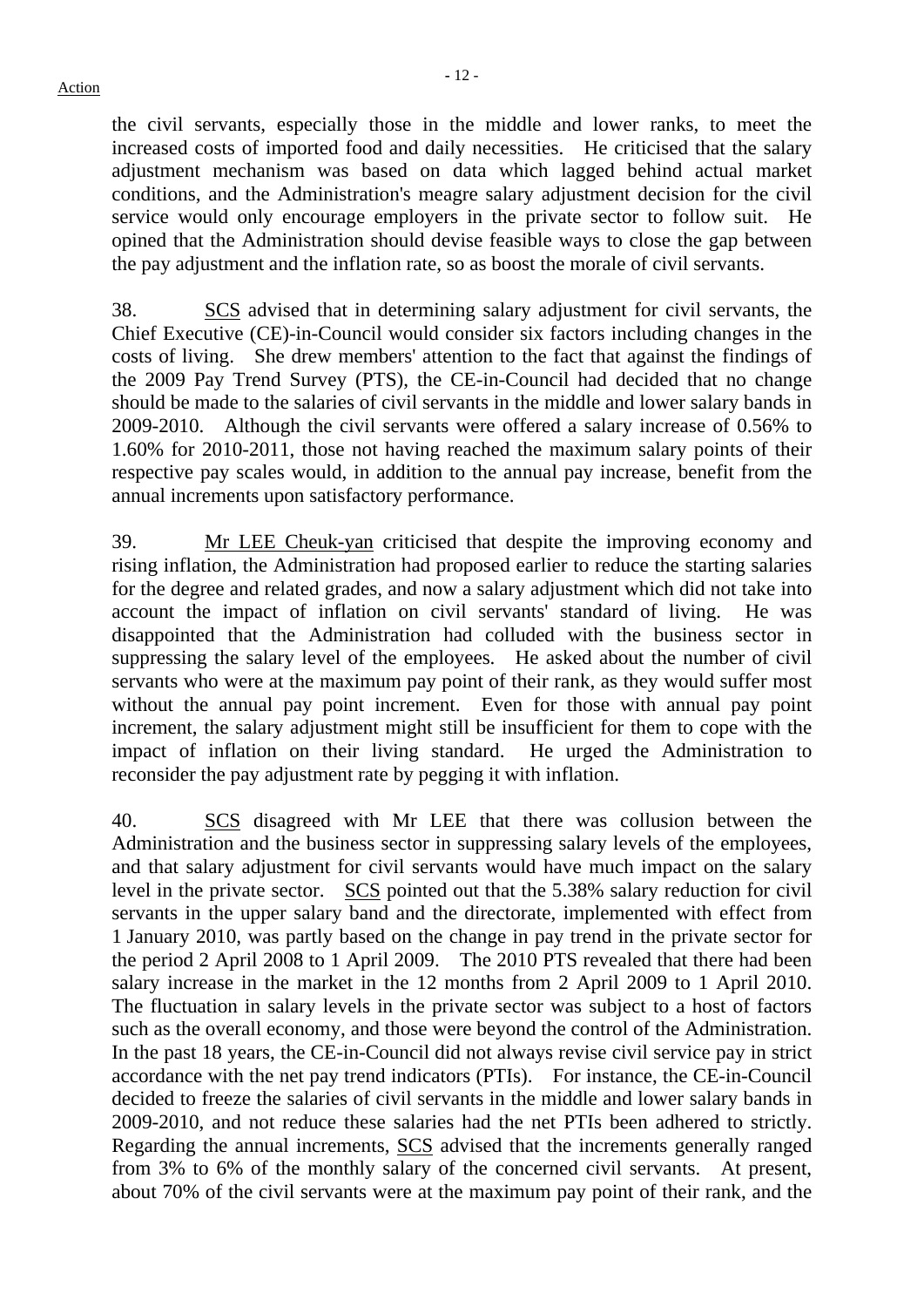the civil servants, especially those in the middle and lower ranks, to meet the increased costs of imported food and daily necessities. He criticised that the salary adjustment mechanism was based on data which lagged behind actual market conditions, and the Administration's meagre salary adjustment decision for the civil service would only encourage employers in the private sector to follow suit. He opined that the Administration should devise feasible ways to close the gap between the pay adjustment and the inflation rate, so as boost the morale of civil servants.

38. SCS advised that in determining salary adjustment for civil servants, the Chief Executive (CE)-in-Council would consider six factors including changes in the costs of living. She drew members' attention to the fact that against the findings of the 2009 Pay Trend Survey (PTS), the CE-in-Council had decided that no change should be made to the salaries of civil servants in the middle and lower salary bands in 2009-2010. Although the civil servants were offered a salary increase of 0.56% to 1.60% for 2010-2011, those not having reached the maximum salary points of their respective pay scales would, in addition to the annual pay increase, benefit from the annual increments upon satisfactory performance.

39. Mr LEE Cheuk-yan criticised that despite the improving economy and rising inflation, the Administration had proposed earlier to reduce the starting salaries for the degree and related grades, and now a salary adjustment which did not take into account the impact of inflation on civil servants' standard of living. He was disappointed that the Administration had colluded with the business sector in suppressing the salary level of the employees. He asked about the number of civil servants who were at the maximum pay point of their rank, as they would suffer most without the annual pay point increment. Even for those with annual pay point increment, the salary adjustment might still be insufficient for them to cope with the impact of inflation on their living standard. He urged the Administration to reconsider the pay adjustment rate by pegging it with inflation.

40. SCS disagreed with Mr LEE that there was collusion between the Administration and the business sector in suppressing salary levels of the employees, and that salary adjustment for civil servants would have much impact on the salary level in the private sector. SCS pointed out that the 5.38% salary reduction for civil servants in the upper salary band and the directorate, implemented with effect from 1 January 2010, was partly based on the change in pay trend in the private sector for the period 2 April 2008 to 1 April 2009. The 2010 PTS revealed that there had been salary increase in the market in the 12 months from 2 April 2009 to 1 April 2010. The fluctuation in salary levels in the private sector was subject to a host of factors such as the overall economy, and those were beyond the control of the Administration. In the past 18 years, the CE-in-Council did not always revise civil service pay in strict accordance with the net pay trend indicators (PTIs). For instance, the CE-in-Council decided to freeze the salaries of civil servants in the middle and lower salary bands in 2009-2010, and not reduce these salaries had the net PTIs been adhered to strictly. Regarding the annual increments, SCS advised that the increments generally ranged from 3% to 6% of the monthly salary of the concerned civil servants. At present, about 70% of the civil servants were at the maximum pay point of their rank, and the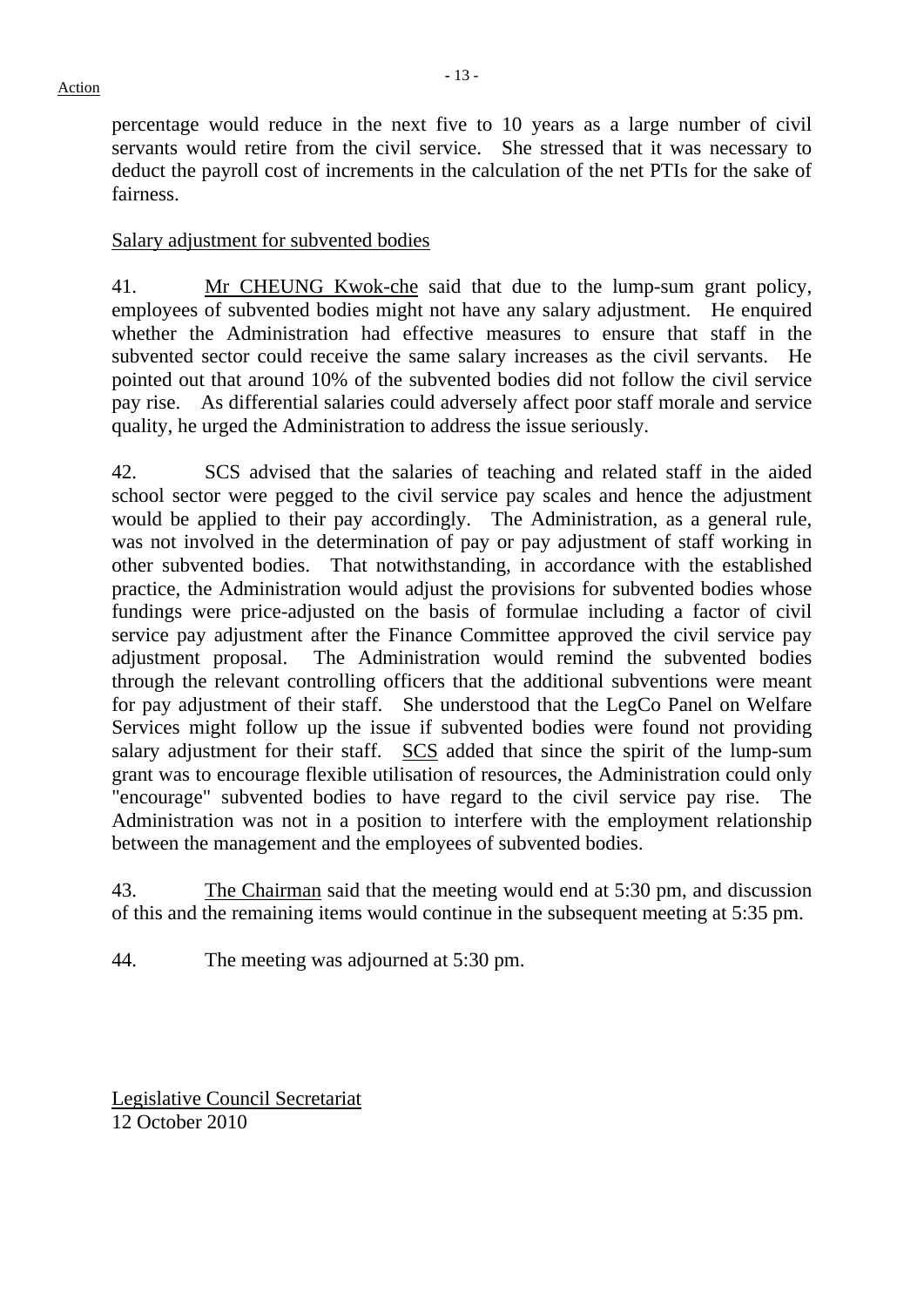percentage would reduce in the next five to 10 years as a large number of civil servants would retire from the civil service. She stressed that it was necessary to deduct the payroll cost of increments in the calculation of the net PTIs for the sake of fairness.

Salary adjustment for subvented bodies

41. Mr CHEUNG Kwok-che said that due to the lump-sum grant policy, employees of subvented bodies might not have any salary adjustment. He enquired whether the Administration had effective measures to ensure that staff in the subvented sector could receive the same salary increases as the civil servants. He pointed out that around 10% of the subvented bodies did not follow the civil service pay rise. As differential salaries could adversely affect poor staff morale and service quality, he urged the Administration to address the issue seriously.

42. SCS advised that the salaries of teaching and related staff in the aided school sector were pegged to the civil service pay scales and hence the adjustment would be applied to their pay accordingly. The Administration, as a general rule, was not involved in the determination of pay or pay adjustment of staff working in other subvented bodies. That notwithstanding, in accordance with the established practice, the Administration would adjust the provisions for subvented bodies whose fundings were price-adjusted on the basis of formulae including a factor of civil service pay adjustment after the Finance Committee approved the civil service pay adjustment proposal. The Administration would remind the subvented bodies through the relevant controlling officers that the additional subventions were meant for pay adjustment of their staff. She understood that the LegCo Panel on Welfare Services might follow up the issue if subvented bodies were found not providing salary adjustment for their staff. SCS added that since the spirit of the lump-sum grant was to encourage flexible utilisation of resources, the Administration could only "encourage" subvented bodies to have regard to the civil service pay rise. The Administration was not in a position to interfere with the employment relationship between the management and the employees of subvented bodies.

43. The Chairman said that the meeting would end at 5:30 pm, and discussion of this and the remaining items would continue in the subsequent meeting at 5:35 pm.

44. The meeting was adjourned at 5:30 pm.

Legislative Council Secretariat
12 October 2010